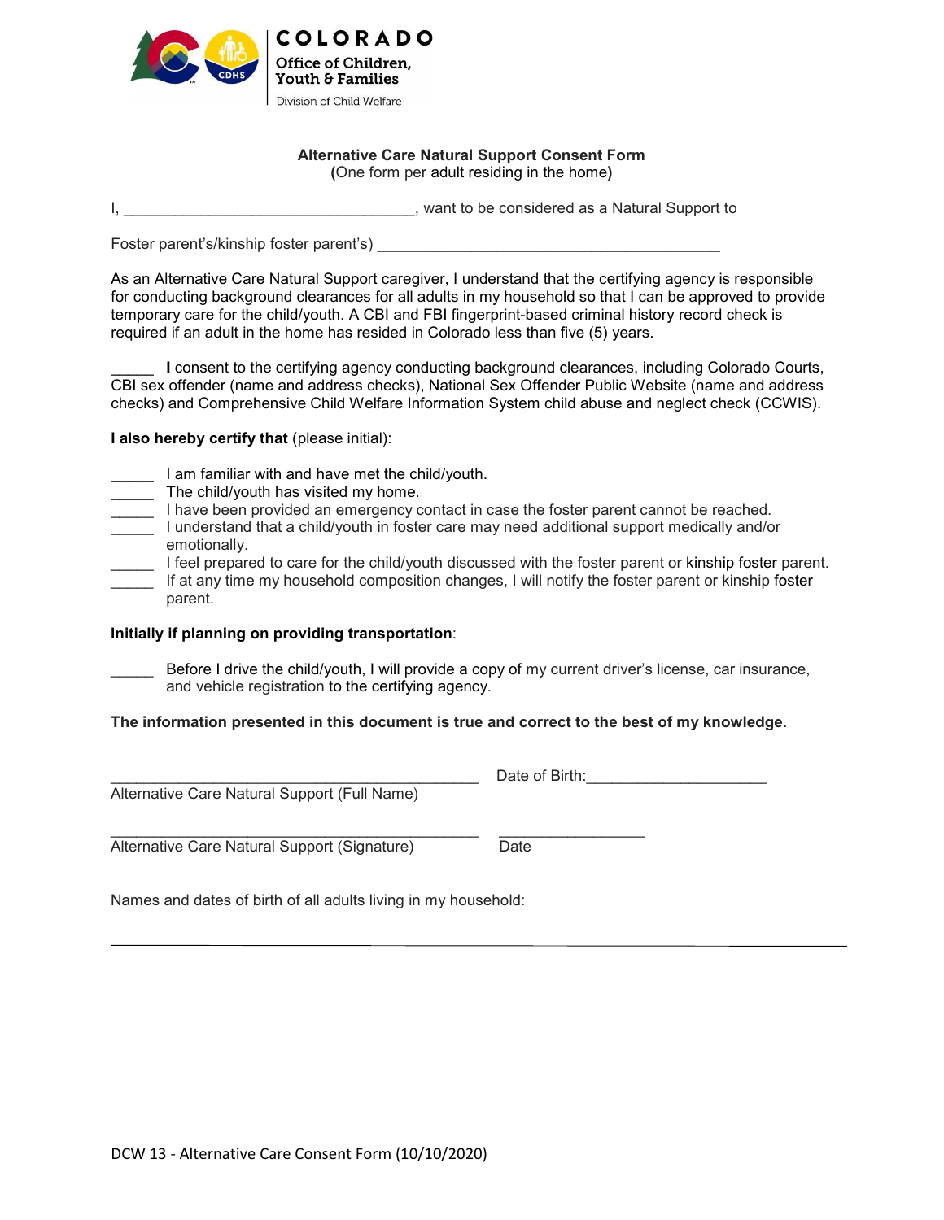COLORADO
Office of Children, Youth & Families
Division of Child Welfare

**Alternative Care Natural Support Consent Form**
**(**One form per adult residing in the home**)**

I, ___________________________________, want to be considered as a Natural Support to

Foster parent's/kinship foster parent's) __________________________________________

As an Alternative Care Natural Support caregiver, I understand that the certifying agency is responsible for conducting background clearances for all adults in my household so that I can be approved to provide temporary care for the child/youth. A CBI and FBI fingerprint-based criminal history record check is required if an adult in the home has resided in Colorado less than five (5) years.

_____ **I** consent to the certifying agency conducting background clearances, including Colorado Courts, CBI sex offender (name and address checks), National Sex Offender Public Website (name and address checks) and Comprehensive Child Welfare Information System child abuse and neglect check (CCWIS).

**I also hereby certify that** (please initial):

_____ I am familiar with and have met the child/youth.
_____ The child/youth has visited my home.
_____ I have been provided an emergency contact in case the foster parent cannot be reached.
_____ I understand that a child/youth in foster care may need additional support medically and/or emotionally.
_____ I feel prepared to care for the child/youth discussed with the foster parent or kinship foster parent.
_____ If at any time my household composition changes, I will notify the foster parent or kinship foster parent.

**Initially if planning on providing transportation**:

_____ Before I drive the child/youth, I will provide a copy of my current driver's license, car insurance, and vehicle registration to the certifying agency.

**The information presented in this document is true and correct to the best of my knowledge.**

_____________________________________________ Date of Birth:_____________________
Alternative Care Natural Support (Full Name)

_____________________________________________ _________________
Alternative Care Natural Support (Signature) Date

Names and dates of birth of all adults living in my household:

__________________________________________________________________________________

DCW 13 - Alternative Care Consent Form (10/10/2020)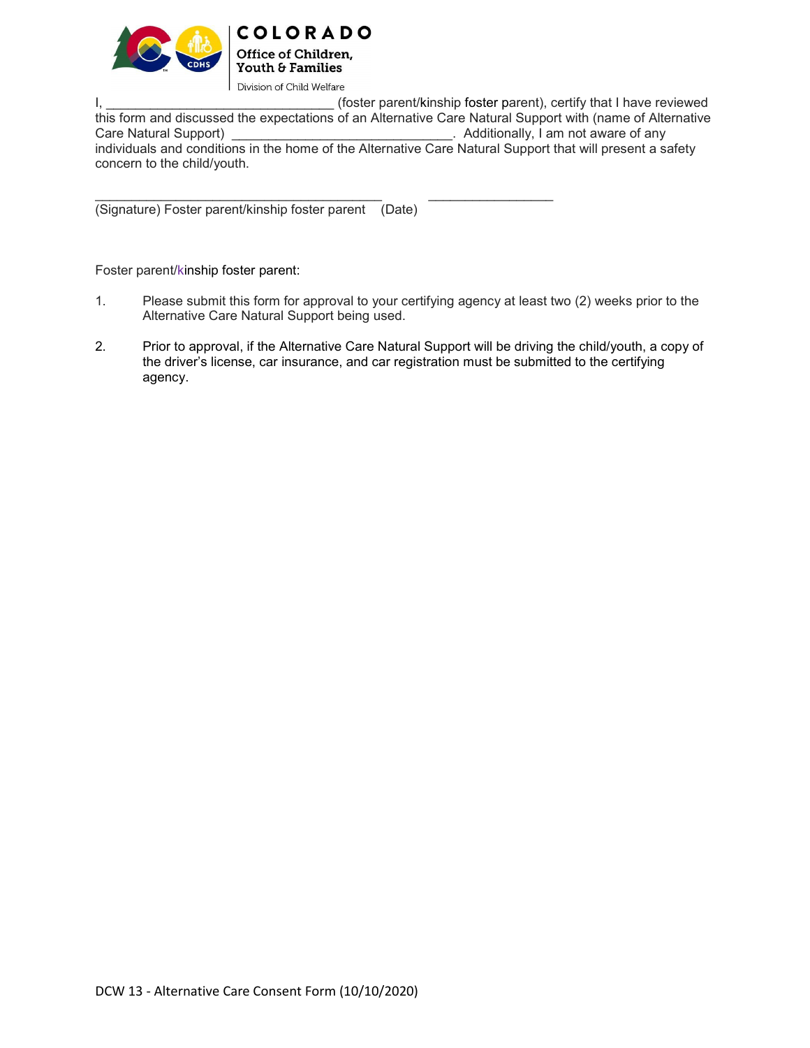COLORADO
Office of Children, Youth & Families
Division of Child Welfare

I, ________________________________ (foster parent/kinship foster parent), certify that I have reviewed this form and discussed the expectations of an Alternative Care Natural Support with (name of Alternative Care Natural Support) _______________________________. Additionally, I am not aware of any individuals and conditions in the home of the Alternative Care Natural Support that will present a safety concern to the child/youth.

________________________________________ _________________
(Signature) Foster parent/kinship foster parent (Date)

Foster parent/kinship foster parent:

1. Please submit this form for approval to your certifying agency at least two (2) weeks prior to the Alternative Care Natural Support being used.

2. Prior to approval, if the Alternative Care Natural Support will be driving the child/youth, a copy of the driver's license, car insurance, and car registration must be submitted to the certifying agency.

DCW 13 - Alternative Care Consent Form (10/10/2020)